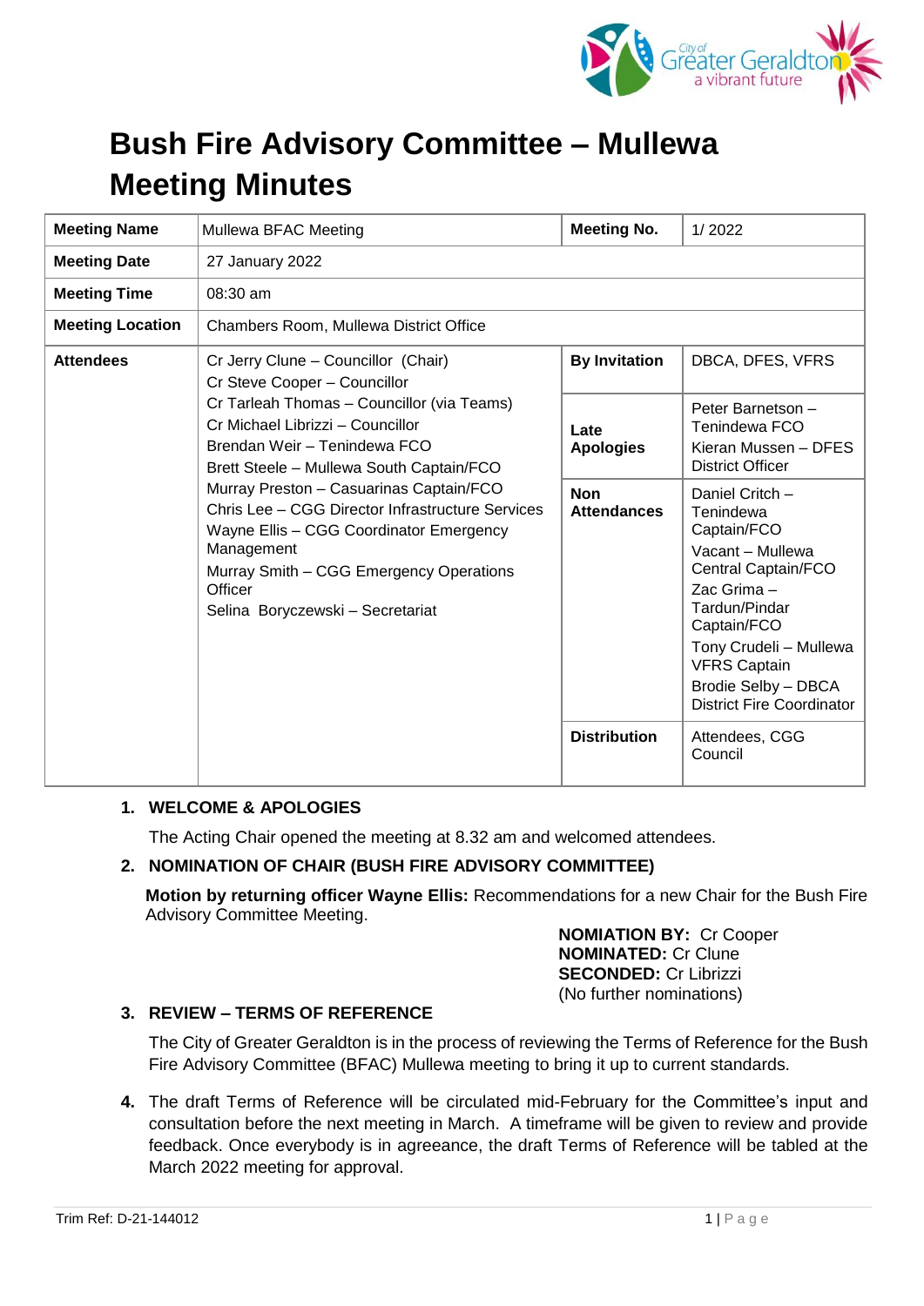# Bush Fire Advisory Committee – Mullewa Meeting Minutes

| Meeting Name | Mullewa BFAC Meeting | Meeting No. | 1/ 2022 |
|---|---|---|---|
| Meeting Date | 27 January 2022 | | |
| Meeting Time | 08:30 am | | |
| Meeting Location | Chambers Room, Mullewa District Office | | |
| Attendees | Cr Jerry Clune – Councillor (Chair)<br>Cr Steve Cooper – Councillor<br>Cr Tarleah Thomas – Councillor (via Teams)<br>Cr Michael Librizzi – Councillor<br>Brendan Weir – Tenindewa FCO<br>Brett Steele – Mullewa South Captain/FCO<br>Murray Preston – Casuarinas Captain/FCO<br>Chris Lee – CGG Director Infrastructure Services<br>Wayne Ellis – CGG Coordinator Emergency Management<br>Murray Smith – CGG Emergency Operations Officer<br>Selina Boryczewski – Secretariat | By Invitation | DBCA, DFES, VFRS |
| | | Late Apologies | Peter Barnetson – Tenindewa FCO<br>Kieran Mussen – DFES District Officer |
| | | Non Attendances | Daniel Critch – Tenindewa Captain/FCO<br>Vacant – Mullewa Central Captain/FCO<br>Zac Grima – Tardun/Pindar Captain/FCO<br>Tony Crudeli – Mullewa VFRS Captain<br>Brodie Selby – DBCA District Fire Coordinator |
| | | Distribution | Attendees, CGG Council |

1. **WELCOME & APOLOGIES**

   The Acting Chair opened the meeting at 8.32 am and welcomed attendees.

2. **NOMINATION OF CHAIR (BUSH FIRE ADVISORY COMMITTEE)**

   **Motion by returning officer Wayne Ellis:** Recommendations for a new Chair for the Bush Fire Advisory Committee Meeting.

   **NOMIATION BY:** Cr Cooper
   **NOMINATED:** Cr Clune
   **SECONDED:** Cr Librizzi
   (No further nominations)

3. **REVIEW – TERMS OF REFERENCE**

   The City of Greater Geraldton is in the process of reviewing the Terms of Reference for the Bush Fire Advisory Committee (BFAC) Mullewa meeting to bring it up to current standards.

4. The draft Terms of Reference will be circulated mid-February for the Committee's input and consultation before the next meeting in March. A timeframe will be given to review and provide feedback. Once everybody is in agreeance, the draft Terms of Reference will be tabled at the March 2022 meeting for approval.

Trim Ref: D-21-144012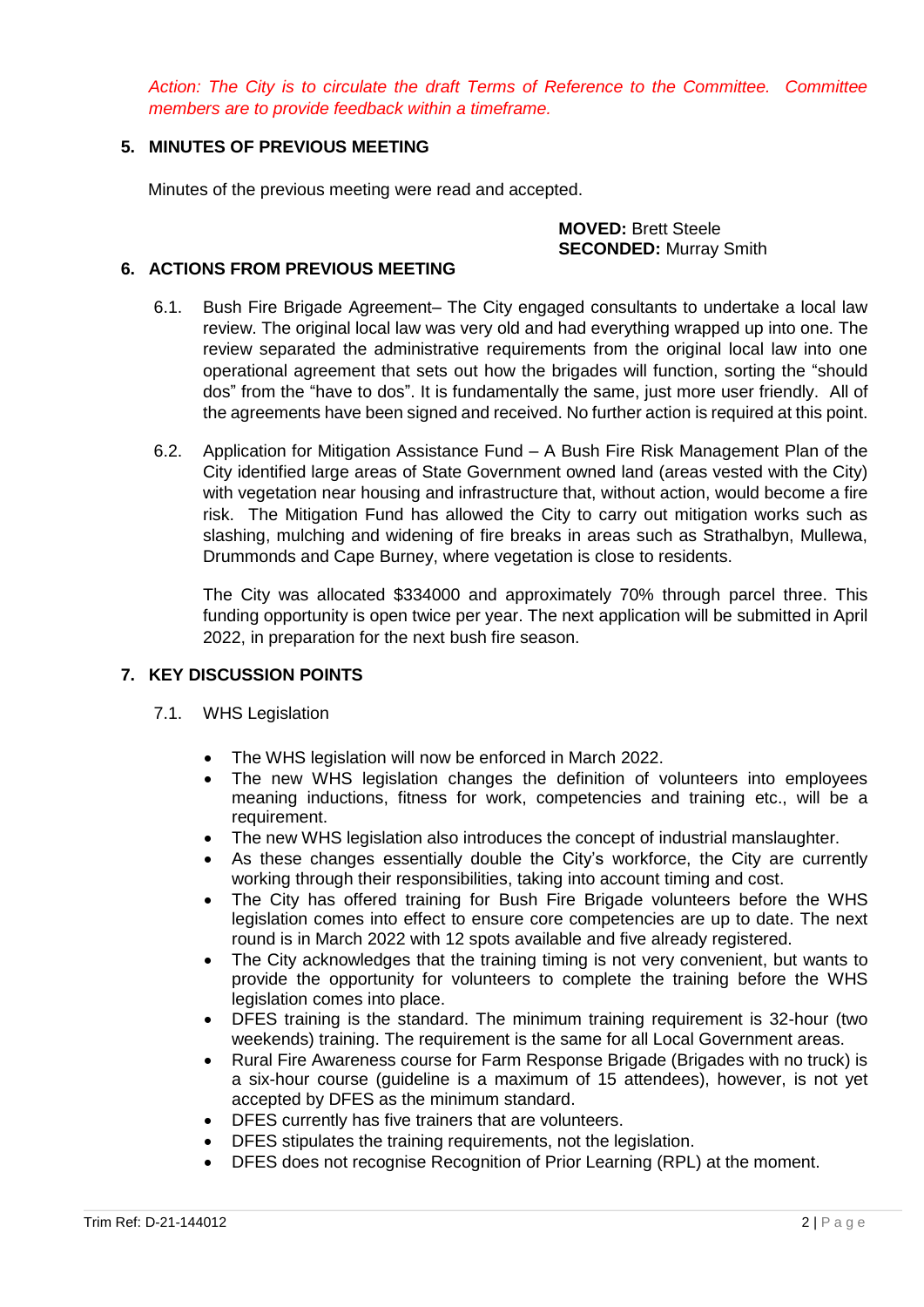*Action: The City is to circulate the draft Terms of Reference to the Committee. Committee members are to provide feedback within a timeframe.*

## 5. MINUTES OF PREVIOUS MEETING

Minutes of the previous meeting were read and accepted.

**MOVED:** Brett Steele
**SECONDED:** Murray Smith

## 6. ACTIONS FROM PREVIOUS MEETING

6.1. Bush Fire Brigade Agreement– The City engaged consultants to undertake a local law review. The original local law was very old and had everything wrapped up into one. The review separated the administrative requirements from the original local law into one operational agreement that sets out how the brigades will function, sorting the "should dos" from the "have to dos". It is fundamentally the same, just more user friendly. All of the agreements have been signed and received. No further action is required at this point.

6.2. Application for Mitigation Assistance Fund – A Bush Fire Risk Management Plan of the City identified large areas of State Government owned land (areas vested with the City) with vegetation near housing and infrastructure that, without action, would become a fire risk. The Mitigation Fund has allowed the City to carry out mitigation works such as slashing, mulching and widening of fire breaks in areas such as Strathalbyn, Mullewa, Drummonds and Cape Burney, where vegetation is close to residents.

The City was allocated $334000 and approximately 70% through parcel three. This funding opportunity is open twice per year. The next application will be submitted in April 2022, in preparation for the next bush fire season.

## 7. KEY DISCUSSION POINTS

7.1. WHS Legislation

- The WHS legislation will now be enforced in March 2022.
- The new WHS legislation changes the definition of volunteers into employees meaning inductions, fitness for work, competencies and training etc., will be a requirement.
- The new WHS legislation also introduces the concept of industrial manslaughter.
- As these changes essentially double the City's workforce, the City are currently working through their responsibilities, taking into account timing and cost.
- The City has offered training for Bush Fire Brigade volunteers before the WHS legislation comes into effect to ensure core competencies are up to date. The next round is in March 2022 with 12 spots available and five already registered.
- The City acknowledges that the training timing is not very convenient, but wants to provide the opportunity for volunteers to complete the training before the WHS legislation comes into place.
- DFES training is the standard. The minimum training requirement is 32-hour (two weekends) training. The requirement is the same for all Local Government areas.
- Rural Fire Awareness course for Farm Response Brigade (Brigades with no truck) is a six-hour course (guideline is a maximum of 15 attendees), however, is not yet accepted by DFES as the minimum standard.
- DFES currently has five trainers that are volunteers.
- DFES stipulates the training requirements, not the legislation.
- DFES does not recognise Recognition of Prior Learning (RPL) at the moment.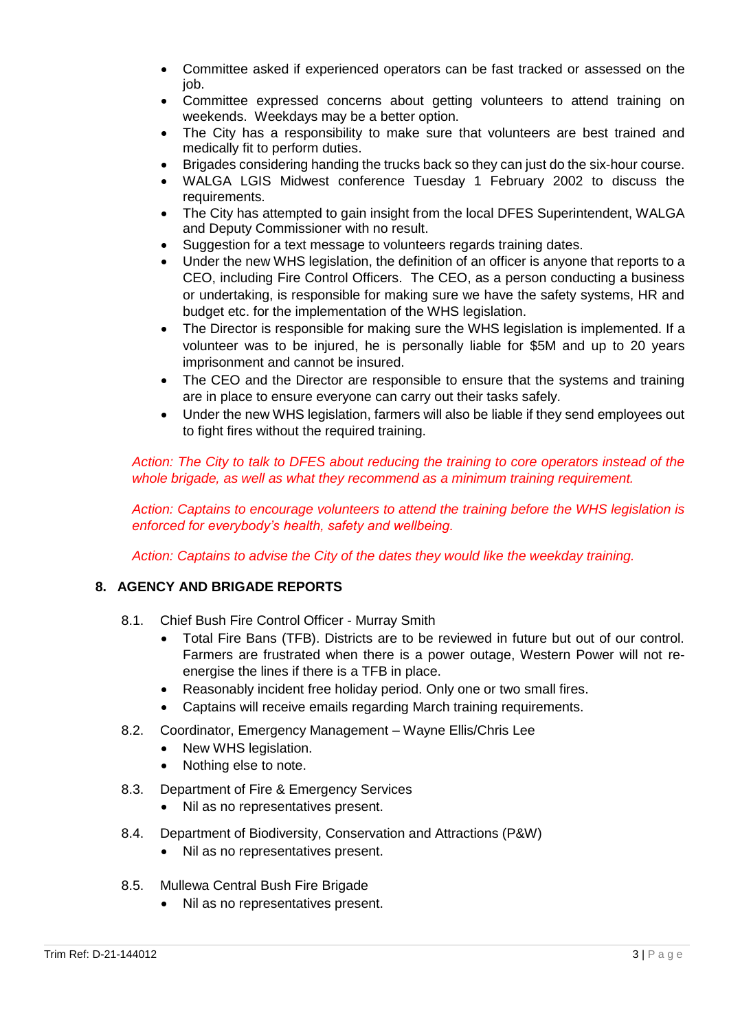- Committee asked if experienced operators can be fast tracked or assessed on the job.
- Committee expressed concerns about getting volunteers to attend training on weekends. Weekdays may be a better option.
- The City has a responsibility to make sure that volunteers are best trained and medically fit to perform duties.
- Brigades considering handing the trucks back so they can just do the six-hour course.
- WALGA LGIS Midwest conference Tuesday 1 February 2002 to discuss the requirements.
- The City has attempted to gain insight from the local DFES Superintendent, WALGA and Deputy Commissioner with no result.
- Suggestion for a text message to volunteers regards training dates.
- Under the new WHS legislation, the definition of an officer is anyone that reports to a CEO, including Fire Control Officers. The CEO, as a person conducting a business or undertaking, is responsible for making sure we have the safety systems, HR and budget etc. for the implementation of the WHS legislation.
- The Director is responsible for making sure the WHS legislation is implemented. If a volunteer was to be injured, he is personally liable for $5M and up to 20 years imprisonment and cannot be insured.
- The CEO and the Director are responsible to ensure that the systems and training are in place to ensure everyone can carry out their tasks safely.
- Under the new WHS legislation, farmers will also be liable if they send employees out to fight fires without the required training.

*Action: The City to talk to DFES about reducing the training to core operators instead of the whole brigade, as well as what they recommend as a minimum training requirement.*

*Action: Captains to encourage volunteers to attend the training before the WHS legislation is enforced for everybody's health, safety and wellbeing.*

*Action: Captains to advise the City of the dates they would like the weekday training.*

## 8. AGENCY AND BRIGADE REPORTS

8.1. Chief Bush Fire Control Officer - Murray Smith

- Total Fire Bans (TFB). Districts are to be reviewed in future but out of our control. Farmers are frustrated when there is a power outage, Western Power will not re-energise the lines if there is a TFB in place.
- Reasonably incident free holiday period. Only one or two small fires.
- Captains will receive emails regarding March training requirements.

8.2. Coordinator, Emergency Management – Wayne Ellis/Chris Lee

- New WHS legislation.
- Nothing else to note.

8.3. Department of Fire & Emergency Services

- Nil as no representatives present.

8.4. Department of Biodiversity, Conservation and Attractions (P&W)

- Nil as no representatives present.

8.5. Mullewa Central Bush Fire Brigade

- Nil as no representatives present.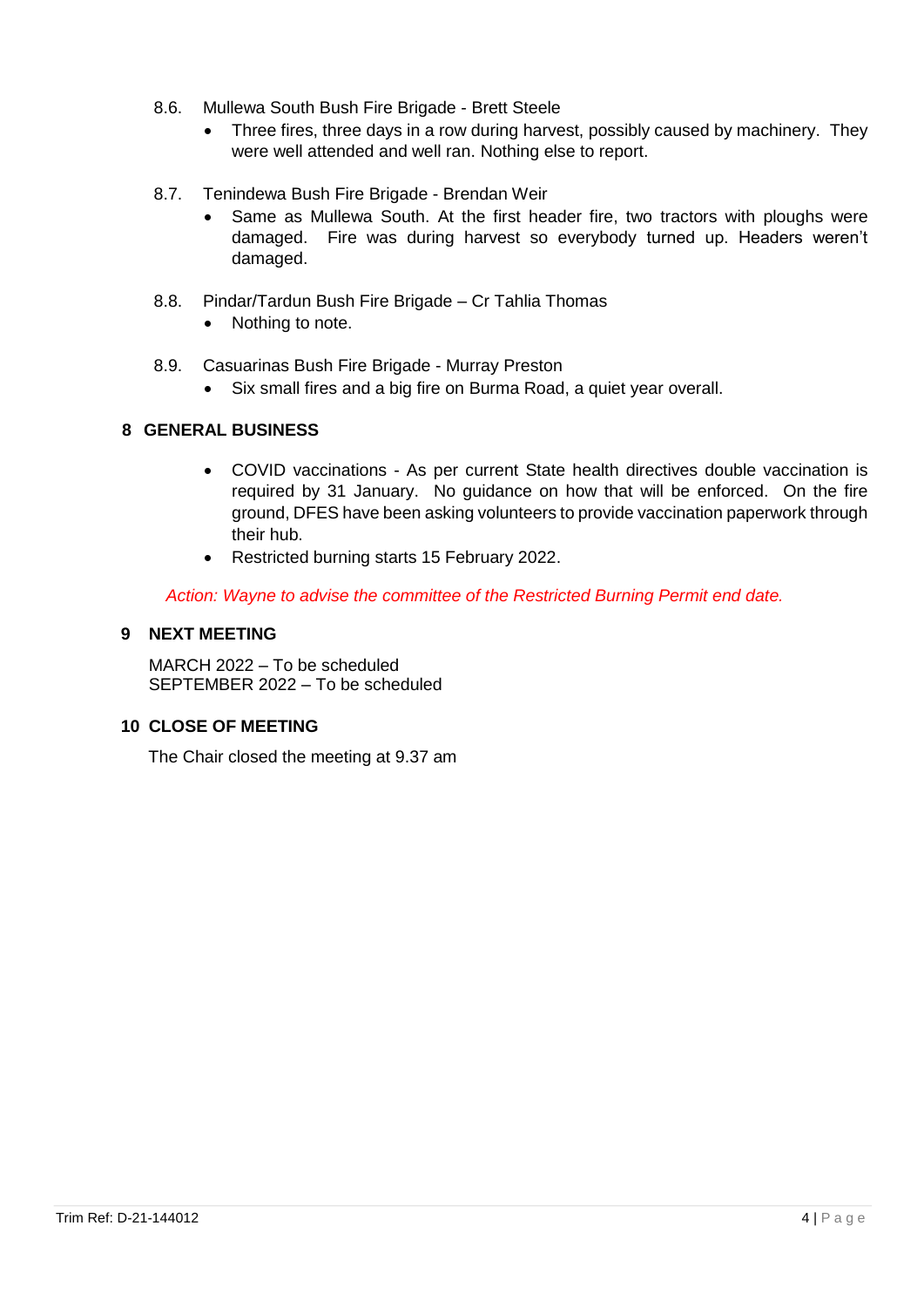8.6. Mullewa South Bush Fire Brigade - Brett Steele

- Three fires, three days in a row during harvest, possibly caused by machinery. They were well attended and well ran. Nothing else to report.

8.7. Tenindewa Bush Fire Brigade - Brendan Weir

- Same as Mullewa South. At the first header fire, two tractors with ploughs were damaged. Fire was during harvest so everybody turned up. Headers weren't damaged.

8.8. Pindar/Tardun Bush Fire Brigade – Cr Tahlia Thomas

- Nothing to note.

8.9. Casuarinas Bush Fire Brigade - Murray Preston

- Six small fires and a big fire on Burma Road, a quiet year overall.

## 8 GENERAL BUSINESS

- COVID vaccinations - As per current State health directives double vaccination is required by 31 January. No guidance on how that will be enforced. On the fire ground, DFES have been asking volunteers to provide vaccination paperwork through their hub.
- Restricted burning starts 15 February 2022.

*Action: Wayne to advise the committee of the Restricted Burning Permit end date.*

## 9 NEXT MEETING

MARCH 2022 – To be scheduled
SEPTEMBER 2022 – To be scheduled

## 10 CLOSE OF MEETING

The Chair closed the meeting at 9.37 am

Trim Ref: D-21-144012